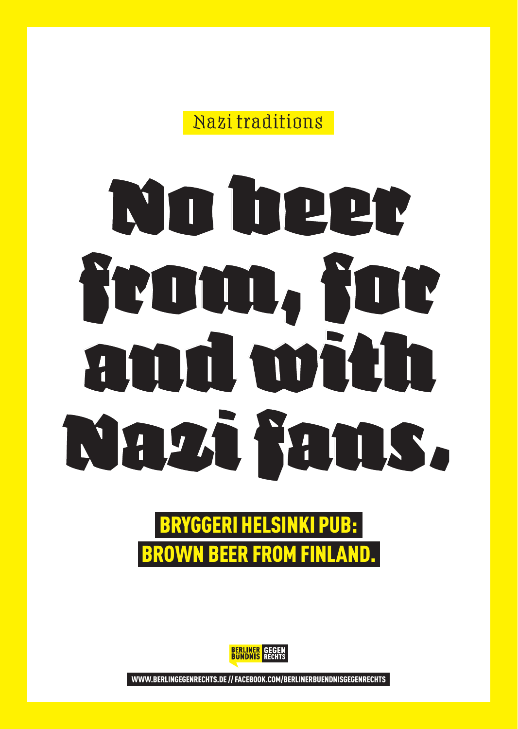Nazi traditions

# No beer from, for and with Nazi fans.

**BRYGGERI HELSINKI PUB:**
**BROWN BEER FROM FINLAND.**

BERLINER BÜNDNIS GEGEN RECHTS

WWW.BERLINGEGENRECHTS.DE // FACEBOOK.COM/BERLINERBUENDNISGEGENRECHTS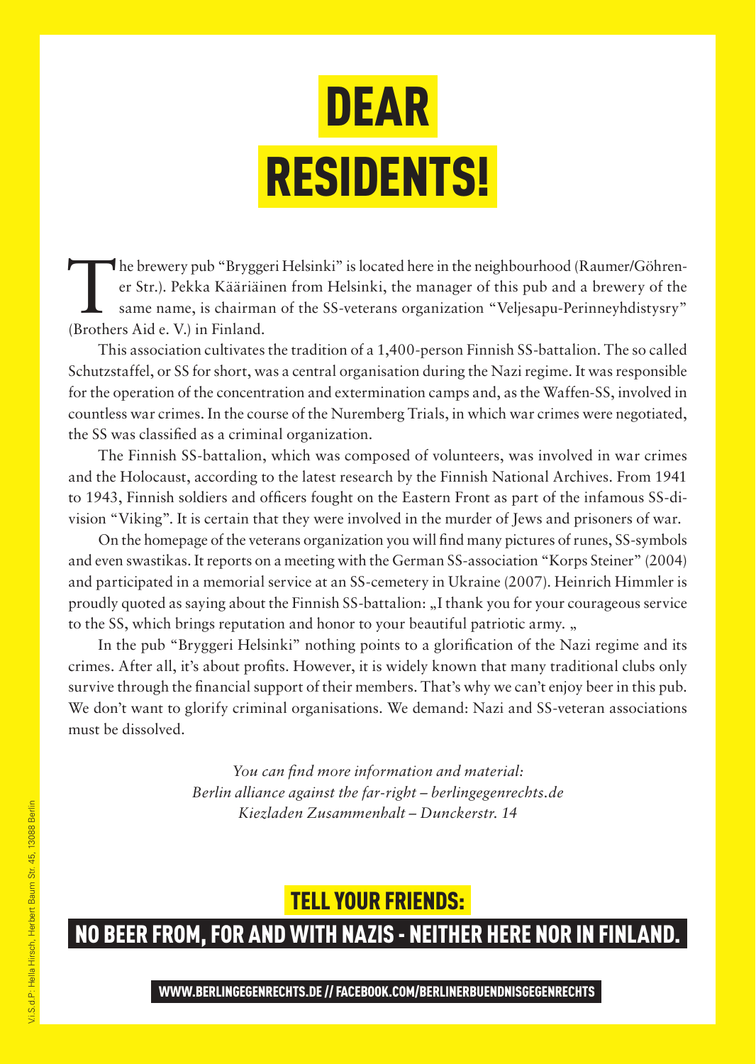# DEAR RESIDENTS!

The brewery pub "Bryggeri Helsinki" is located here in the neighbourhood (Raumer/Göhrener Str.). Pekka Kääriäinen from Helsinki, the manager of this pub and a brewery of the same name, is chairman of the SS-veterans organization "Veljesapu-Perinneyhdistysry" (Brothers Aid e. V.) in Finland.

This association cultivates the tradition of a 1,400-person Finnish SS-battalion. The so called Schutzstaffel, or SS for short, was a central organisation during the Nazi regime. It was responsible for the operation of the concentration and extermination camps and, as the Waffen-SS, involved in countless war crimes. In the course of the Nuremberg Trials, in which war crimes were negotiated, the SS was classified as a criminal organization.

The Finnish SS-battalion, which was composed of volunteers, was involved in war crimes and the Holocaust, according to the latest research by the Finnish National Archives. From 1941 to 1943, Finnish soldiers and officers fought on the Eastern Front as part of the infamous SS-division "Viking". It is certain that they were involved in the murder of Jews and prisoners of war.

On the homepage of the veterans organization you will find many pictures of runes, SS-symbols and even swastikas. It reports on a meeting with the German SS-association "Korps Steiner" (2004) and participated in a memorial service at an SS-cemetery in Ukraine (2007). Heinrich Himmler is proudly quoted as saying about the Finnish SS-battalion: „I thank you for your courageous service to the SS, which brings reputation and honor to your beautiful patriotic army. „

In the pub "Bryggeri Helsinki" nothing points to a glorification of the Nazi regime and its crimes. After all, it's about profits. However, it is widely known that many traditional clubs only survive through the financial support of their members. That's why we can't enjoy beer in this pub. We don't want to glorify criminal organisations. We demand: Nazi and SS-veteran associations must be dissolved.

*You can find more information and material:*
*Berlin alliance against the far-right – berlingegenrechts.de*
*Kiezladen Zusammenhalt – Dunckerstr. 14*

## TELL YOUR FRIENDS:

## NO BEER FROM, FOR AND WITH NAZIS - NEITHER HERE NOR IN FINLAND.

**WWW.BERLINGEGENRECHTS.DE // FACEBOOK.COM/BERLINERBUENDNISGEGENRECHTS**

V.i.S.d.P.: Hella Hirsch, Herbert Baum Str. 45, 13088 Berlin